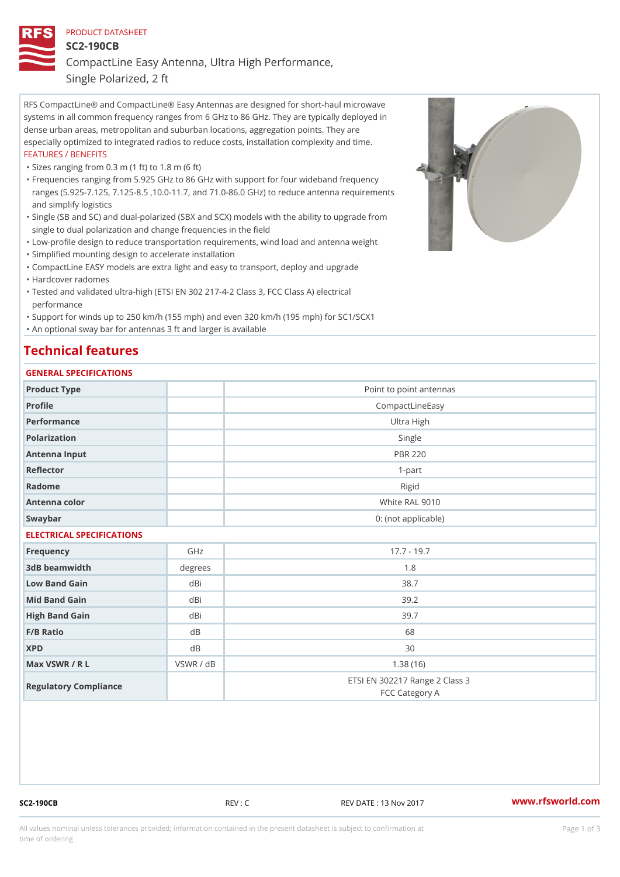PRODUCT DATASHEET

# SC2-190CB

## CompactLine Easy Antenna, Ultra High Performance, Single Polarized, 2 ft

RFS CompactLine® and CompactLine® Easy Antennas are designed for short-haul microwave systems in all common frequency ranges from 6 GHz to 86 GHz. They are typically deployed in dense urban areas, metropolitan and suburban locations, aggregation points. They are especially optimized to integrated radios to reduce costs, installation complexity and time.

FEATURES / BENEFITS

- Sizes ranging from 0.3 m (1 ft) to 1.8 m (6 ft)
- Frequencies ranging from 5.925 GHz to 86 GHz with support for four wideband frequency ranges (5.925-7.125, 7.125-8.5 ,10.0-11.7, and 71.0-86.0 GHz) to reduce antenna requirements and simplify logistics
- Single (SB and SC) and dual-polarized (SBX and SCX) models with the ability to upgrade from single to dual polarization and change frequencies in the field
- Low-profile design to reduce transportation requirements, wind load and antenna weight
- Simplified mounting design to accelerate installation
- CompactLine EASY models are extra light and easy to transport, deploy and upgrade
- Hardcover radomes
- Tested and validated ultra-high (ETSI EN 302 217-4-2 Class 3, FCC Class A) electrical performance
- Support for winds up to 250 km/h (155 mph) and even 320 km/h (195 mph) for SC1/SCX1
- An optional sway bar for antennas 3 ft and larger is available

# Technical features

## GENERAL SPECIFICATIONS

| | | |
|---|---|---|
| Product Type | | Point to point antennas |
| Profile | | CompactLineEasy |
| Performance | | Ultra High |
| Polarization | | Single |
| Antenna Input | | PBR 220 |
| Reflector | | 1-part |
| Radome | | Rigid |
| Antenna color | | White RAL 9010 |
| Swaybar | | 0: (not applicable) |

## ELECTRICAL SPECIFICATIONS

| | | |
|---|---|---|
| Frequency | GHz | 17.7 - 19.7 |
| 3dB beamwidth | degrees | 1.8 |
| Low Band Gain | dBi | 38.7 |
| Mid Band Gain | dBi | 39.2 |
| High Band Gain | dBi | 39.7 |
| F/B Ratio | dB | 68 |
| XPD | dB | 30 |
| Max VSWR / R L | VSWR / dB | 1.38 (16) |
| Regulatory Compliance | | ETSI EN 302217 Range 2 Class 3<br>FCC Category A |

SC2-190CB REV : C REV DATE : 13 Nov 2017 www.rfsworld.com

All values nominal unless tolerances provided; information contained in the present datasheet is subject to confirmation at time of ordering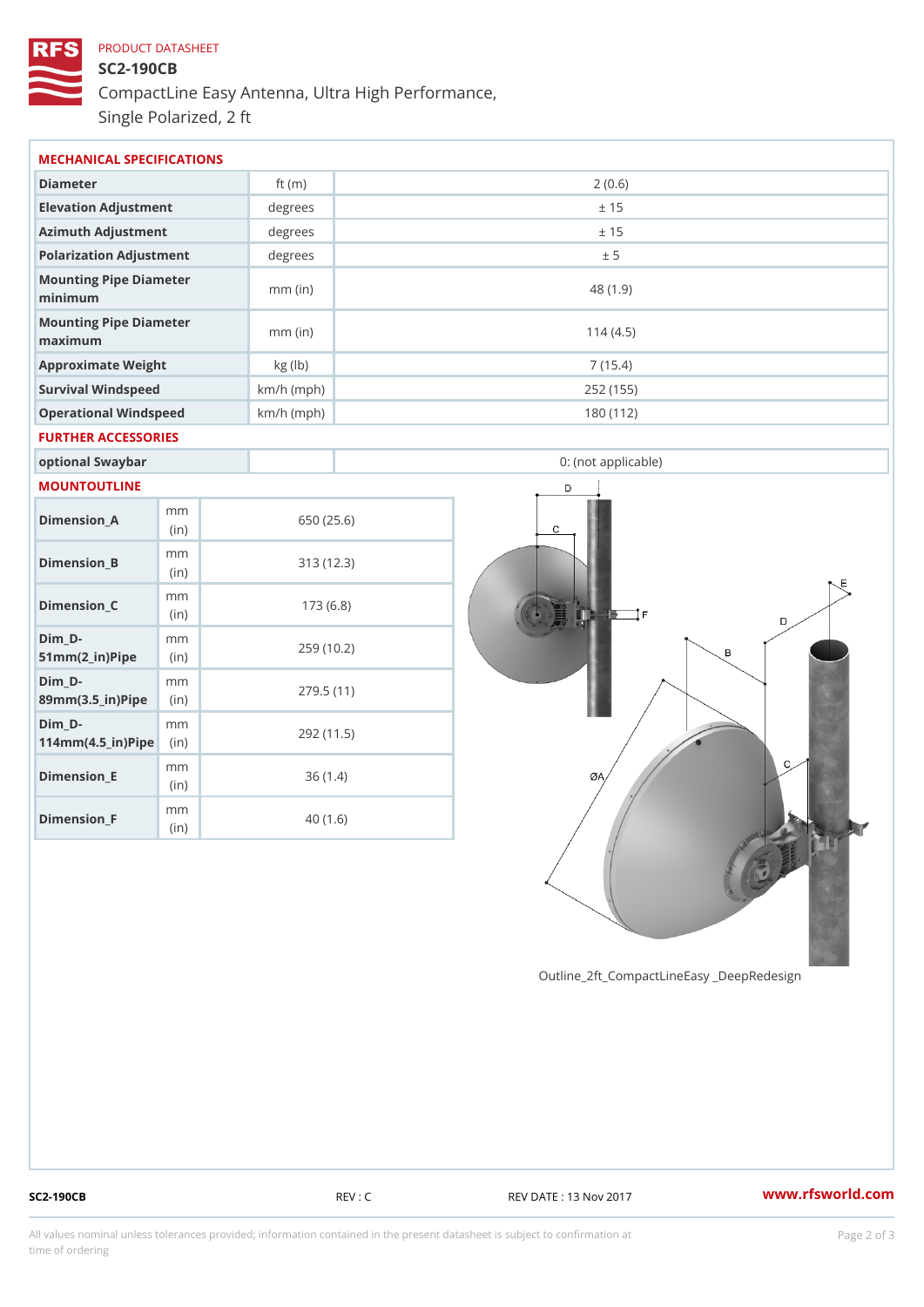PRODUCT DATASHEET

# SC2-190CB

CompactLine Easy Antenna, Ultra High Performance, Single Polarized, 2 ft

## MECHANICAL SPECIFICATIONS

| | | |
|---|---|---|
| Diameter | ft (m) | 2 (0.6) |
| Elevation Adjustment | degrees | ± 15 |
| Azimuth Adjustment | degrees | ± 15 |
| Polarization Adjustment | degrees | ± 5 |
| Mounting Pipe Diameter minimum | mm (in) | 48 (1.9) |
| Mounting Pipe Diameter maximum | mm (in) | 114 (4.5) |
| Approximate Weight | kg (lb) | 7 (15.4) |
| Survival Windspeed | km/h (mph) | 252 (155) |
| Operational Windspeed | km/h (mph) | 180 (112) |

## FURTHER ACCESSORIES

| | | |
|---|---|---|
| optional Swaybar | | 0: (not applicable) |

## MOUNTOUTLINE

| | | |
|---|---|---|
| Dimension_A | mm (in) | 650 (25.6) |
| Dimension_B | mm (in) | 313 (12.3) |
| Dimension_C | mm (in) | 173 (6.8) |
| Dim_D-51mm(2_in)Pipe | mm (in) | 259 (10.2) |
| Dim_D-89mm(3.5_in)Pipe | mm (in) | 279.5 (11) |
| Dim_D-114mm(4.5_in)Pipe | mm (in) | 292 (11.5) |
| Dimension_E | mm (in) | 36 (1.4) |
| Dimension_F | mm (in) | 40 (1.6) |

Outline_2ft_CompactLineEasy _DeepRedesign

SC2-190CB REV : C REV DATE : 13 Nov 2017 www.rfsworld.com

All values nominal unless tolerances provided; information contained in the present datasheet is subject to confirmation at time of ordering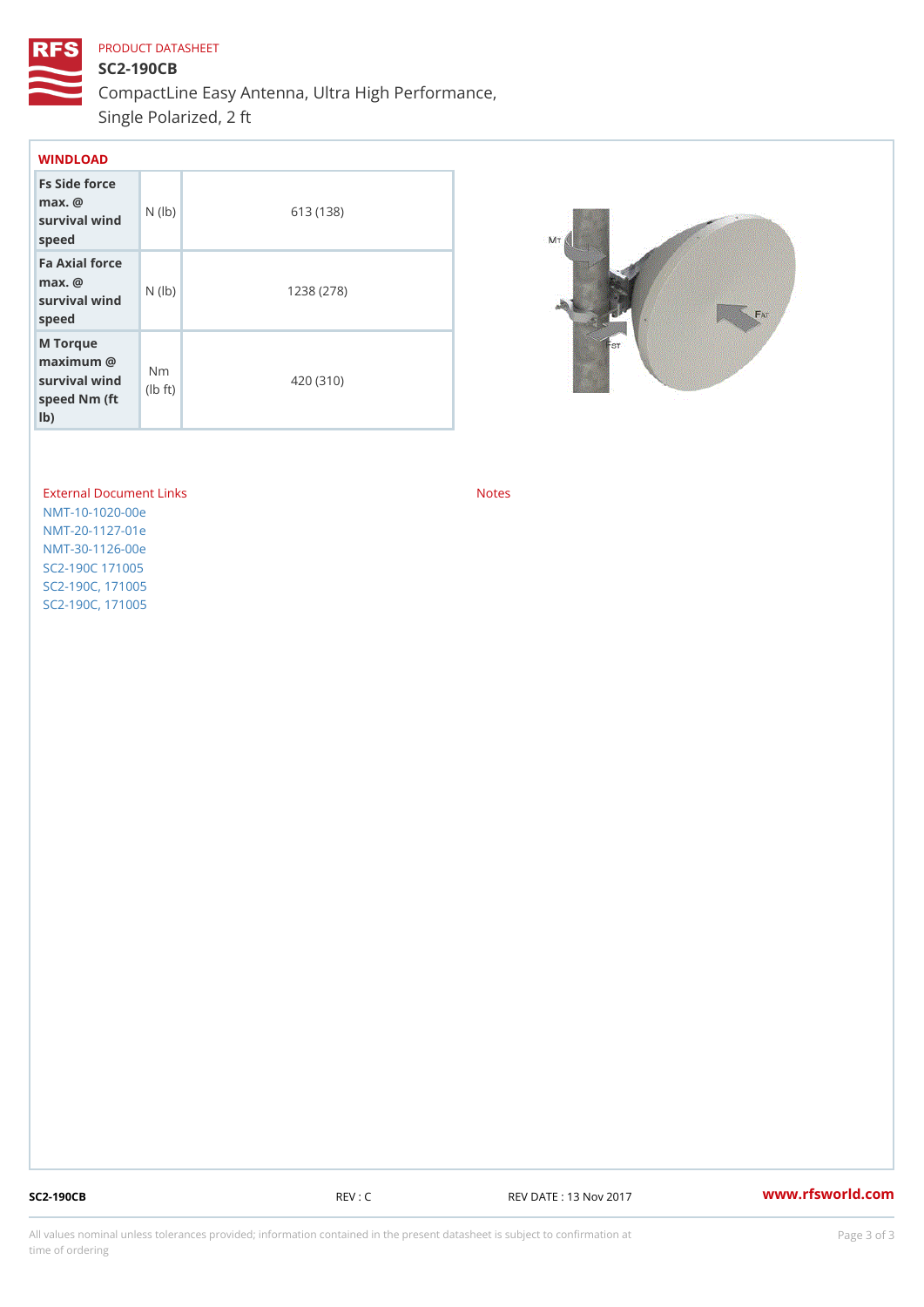PRODUCT DATASHEET

# SC2-190CB

## CompactLine Easy Antenna, Ultra High Performance, Single Polarized, 2 ft

### WINDLOAD

| | | |
|---|---|---|
| Fs Side force max. @ survival wind speed | N (lb) | 613 (138) |
| Fa Axial force max. @ survival wind speed | N (lb) | 1238 (278) |
| M Torque maximum @ survival wind speed Nm (ft lb) | Nm (lb ft) | 420 (310) |

MT

FAT

FST

External Document Links

NMT-10-1020-00e
NMT-20-1127-01e
NMT-30-1126-00e
SC2-190C 171005
SC2-190C, 171005
SC2-190C, 171005

Notes

SC2-190CB REV : C REV DATE : 13 Nov 2017 www.rfsworld.com

All values nominal unless tolerances provided; information contained in the present datasheet is subject to confirmation at time of ordering